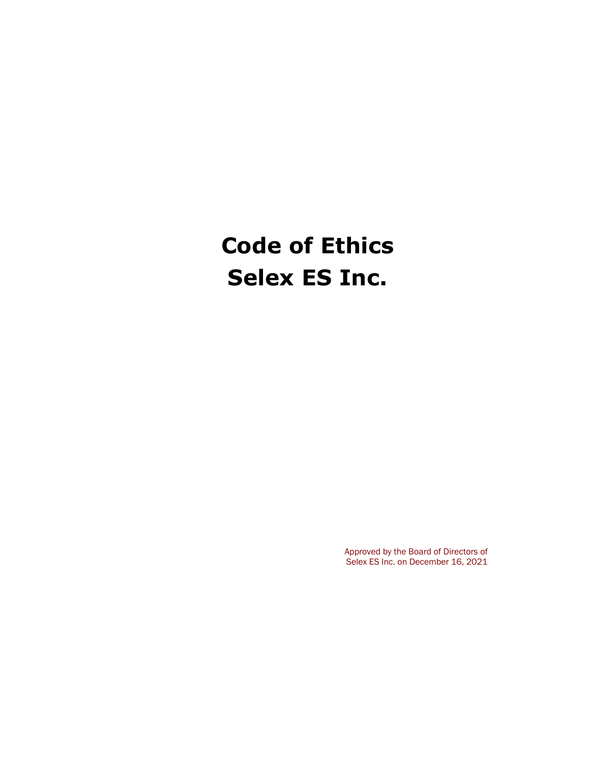# Code of Ethics
# Selex ES Inc.

Approved by the Board of Directors of
Selex ES Inc. on December 16, 2021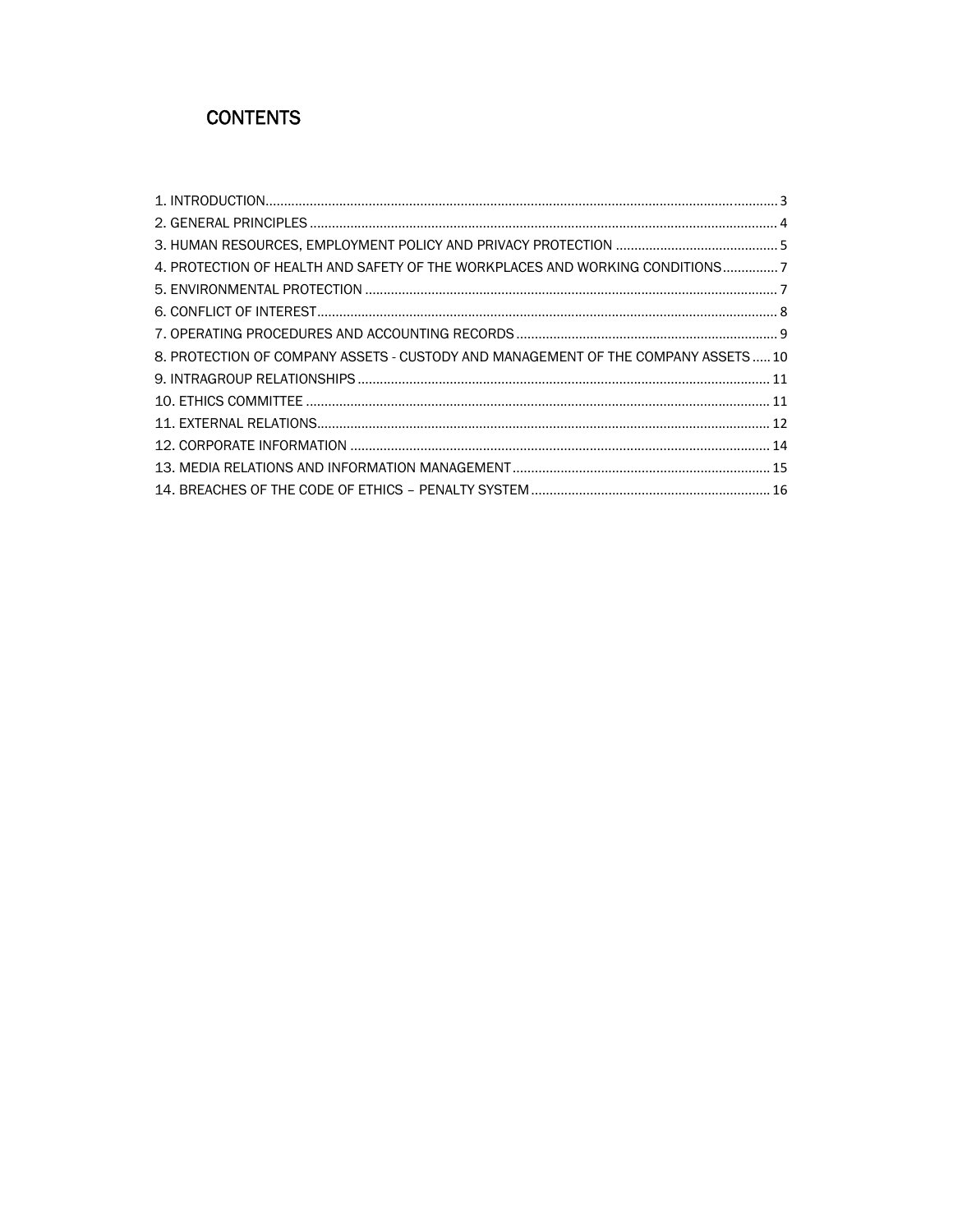# CONTENTS

1. INTRODUCTION ........ 3
2. GENERAL PRINCIPLES ........ 4
3. HUMAN RESOURCES, EMPLOYMENT POLICY AND PRIVACY PROTECTION ........ 5
4. PROTECTION OF HEALTH AND SAFETY OF THE WORKPLACES AND WORKING CONDITIONS ........ 7
5. ENVIRONMENTAL PROTECTION ........ 7
6. CONFLICT OF INTEREST ........ 8
7. OPERATING PROCEDURES AND ACCOUNTING RECORDS ........ 9
8. PROTECTION OF COMPANY ASSETS - CUSTODY AND MANAGEMENT OF THE COMPANY ASSETS ........ 10
9. INTRAGROUP RELATIONSHIPS ........ 11
10. ETHICS COMMITTEE ........ 11
11. EXTERNAL RELATIONS ........ 12
12. CORPORATE INFORMATION ........ 14
13. MEDIA RELATIONS AND INFORMATION MANAGEMENT ........ 15
14. BREACHES OF THE CODE OF ETHICS – PENALTY SYSTEM ........ 16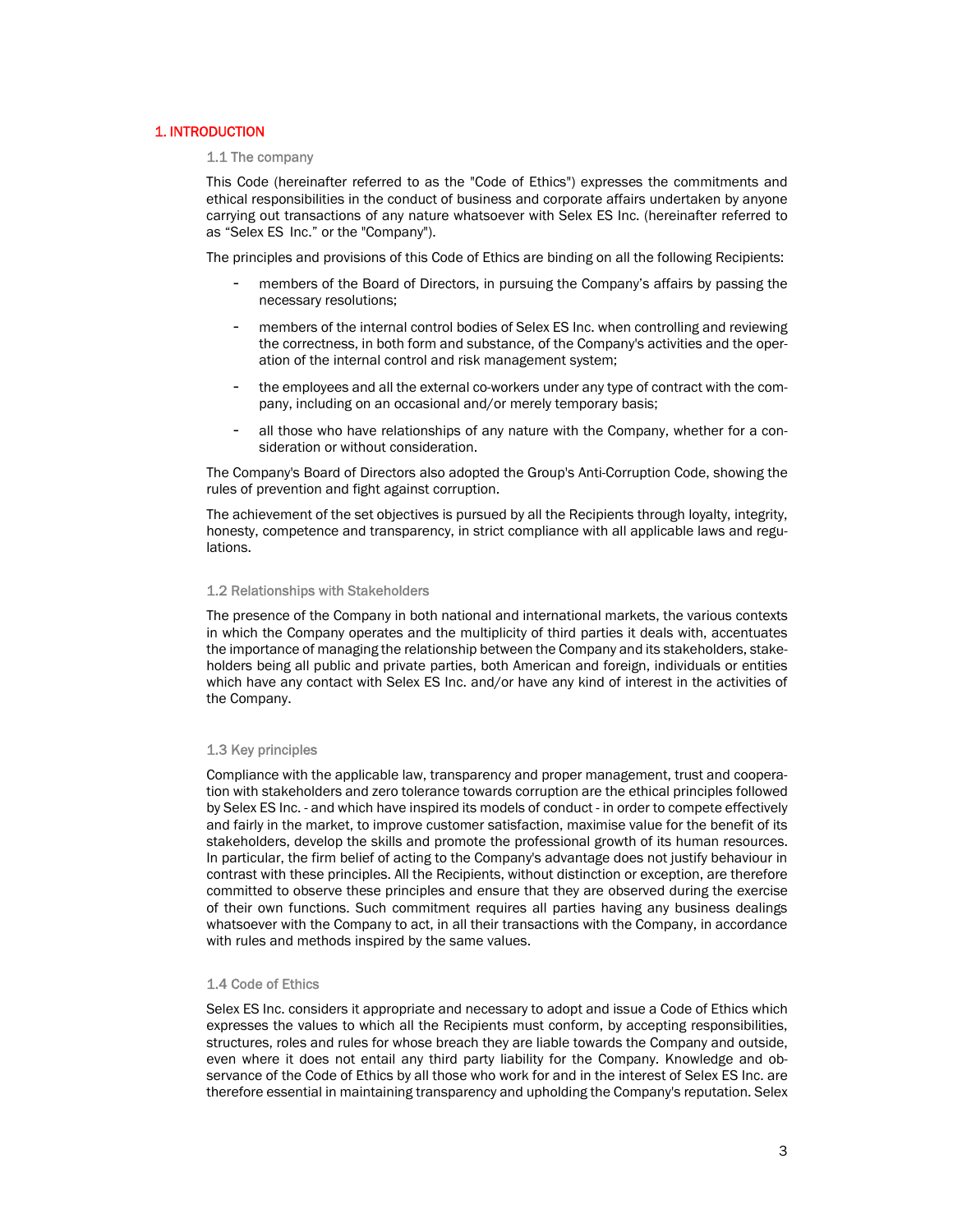# 1. INTRODUCTION

## 1.1 The company

This Code (hereinafter referred to as the "Code of Ethics") expresses the commitments and ethical responsibilities in the conduct of business and corporate affairs undertaken by anyone carrying out transactions of any nature whatsoever with Selex ES Inc. (hereinafter referred to as "Selex ES Inc." or the "Company").

The principles and provisions of this Code of Ethics are binding on all the following Recipients:

- members of the Board of Directors, in pursuing the Company's affairs by passing the necessary resolutions;
- members of the internal control bodies of Selex ES Inc. when controlling and reviewing the correctness, in both form and substance, of the Company's activities and the operation of the internal control and risk management system;
- the employees and all the external co-workers under any type of contract with the company, including on an occasional and/or merely temporary basis;
- all those who have relationships of any nature with the Company, whether for a consideration or without consideration.

The Company's Board of Directors also adopted the Group's Anti-Corruption Code, showing the rules of prevention and fight against corruption.

The achievement of the set objectives is pursued by all the Recipients through loyalty, integrity, honesty, competence and transparency, in strict compliance with all applicable laws and regulations.

## 1.2 Relationships with Stakeholders

The presence of the Company in both national and international markets, the various contexts in which the Company operates and the multiplicity of third parties it deals with, accentuates the importance of managing the relationship between the Company and its stakeholders, stakeholders being all public and private parties, both American and foreign, individuals or entities which have any contact with Selex ES Inc. and/or have any kind of interest in the activities of the Company.

## 1.3 Key principles

Compliance with the applicable law, transparency and proper management, trust and cooperation with stakeholders and zero tolerance towards corruption are the ethical principles followed by Selex ES Inc. - and which have inspired its models of conduct - in order to compete effectively and fairly in the market, to improve customer satisfaction, maximise value for the benefit of its stakeholders, develop the skills and promote the professional growth of its human resources. In particular, the firm belief of acting to the Company's advantage does not justify behaviour in contrast with these principles. All the Recipients, without distinction or exception, are therefore committed to observe these principles and ensure that they are observed during the exercise of their own functions. Such commitment requires all parties having any business dealings whatsoever with the Company to act, in all their transactions with the Company, in accordance with rules and methods inspired by the same values.

## 1.4 Code of Ethics

Selex ES Inc. considers it appropriate and necessary to adopt and issue a Code of Ethics which expresses the values to which all the Recipients must conform, by accepting responsibilities, structures, roles and rules for whose breach they are liable towards the Company and outside, even where it does not entail any third party liability for the Company. Knowledge and observance of the Code of Ethics by all those who work for and in the interest of Selex ES Inc. are therefore essential in maintaining transparency and upholding the Company's reputation. Selex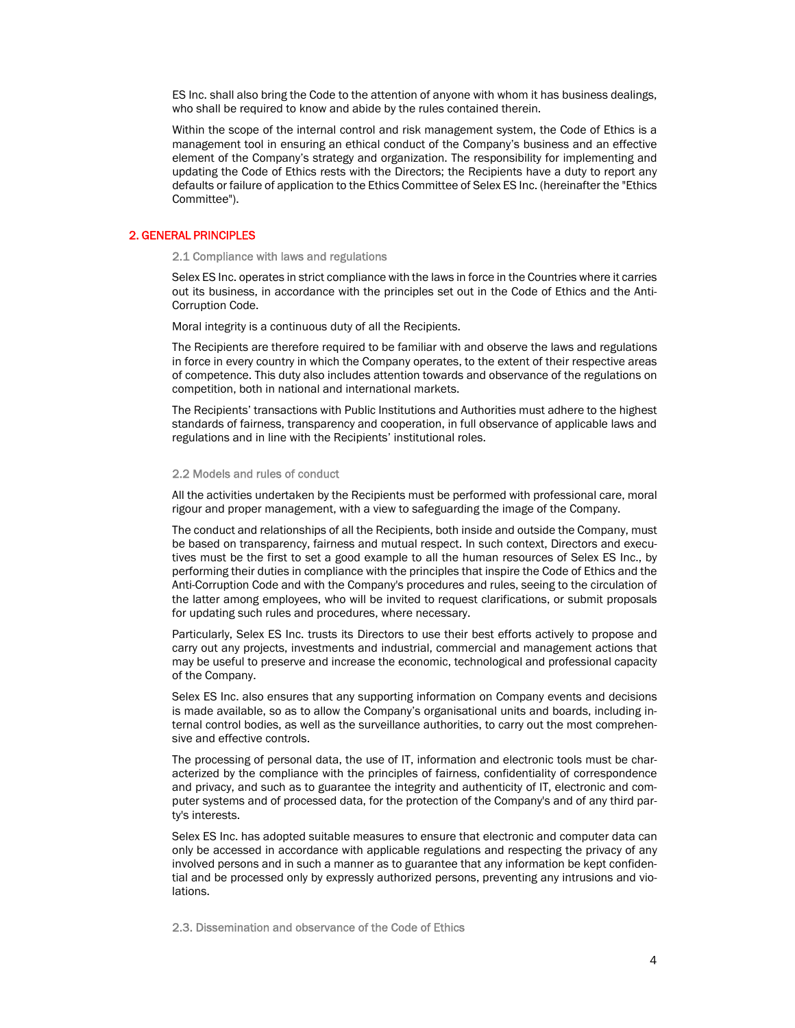ES Inc. shall also bring the Code to the attention of anyone with whom it has business dealings, who shall be required to know and abide by the rules contained therein.

Within the scope of the internal control and risk management system, the Code of Ethics is a management tool in ensuring an ethical conduct of the Company's business and an effective element of the Company's strategy and organization. The responsibility for implementing and updating the Code of Ethics rests with the Directors; the Recipients have a duty to report any defaults or failure of application to the Ethics Committee of Selex ES Inc. (hereinafter the "Ethics Committee").

## 2. GENERAL PRINCIPLES

### 2.1 Compliance with laws and regulations

Selex ES Inc. operates in strict compliance with the laws in force in the Countries where it carries out its business, in accordance with the principles set out in the Code of Ethics and the Anti-Corruption Code.

Moral integrity is a continuous duty of all the Recipients.

The Recipients are therefore required to be familiar with and observe the laws and regulations in force in every country in which the Company operates, to the extent of their respective areas of competence. This duty also includes attention towards and observance of the regulations on competition, both in national and international markets.

The Recipients' transactions with Public Institutions and Authorities must adhere to the highest standards of fairness, transparency and cooperation, in full observance of applicable laws and regulations and in line with the Recipients' institutional roles.

### 2.2 Models and rules of conduct

All the activities undertaken by the Recipients must be performed with professional care, moral rigour and proper management, with a view to safeguarding the image of the Company.

The conduct and relationships of all the Recipients, both inside and outside the Company, must be based on transparency, fairness and mutual respect. In such context, Directors and executives must be the first to set a good example to all the human resources of Selex ES Inc., by performing their duties in compliance with the principles that inspire the Code of Ethics and the Anti-Corruption Code and with the Company's procedures and rules, seeing to the circulation of the latter among employees, who will be invited to request clarifications, or submit proposals for updating such rules and procedures, where necessary.

Particularly, Selex ES Inc. trusts its Directors to use their best efforts actively to propose and carry out any projects, investments and industrial, commercial and management actions that may be useful to preserve and increase the economic, technological and professional capacity of the Company.

Selex ES Inc. also ensures that any supporting information on Company events and decisions is made available, so as to allow the Company's organisational units and boards, including internal control bodies, as well as the surveillance authorities, to carry out the most comprehensive and effective controls.

The processing of personal data, the use of IT, information and electronic tools must be characterized by the compliance with the principles of fairness, confidentiality of correspondence and privacy, and such as to guarantee the integrity and authenticity of IT, electronic and computer systems and of processed data, for the protection of the Company's and of any third party's interests.

Selex ES Inc. has adopted suitable measures to ensure that electronic and computer data can only be accessed in accordance with applicable regulations and respecting the privacy of any involved persons and in such a manner as to guarantee that any information be kept confidential and be processed only by expressly authorized persons, preventing any intrusions and violations.

### 2.3. Dissemination and observance of the Code of Ethics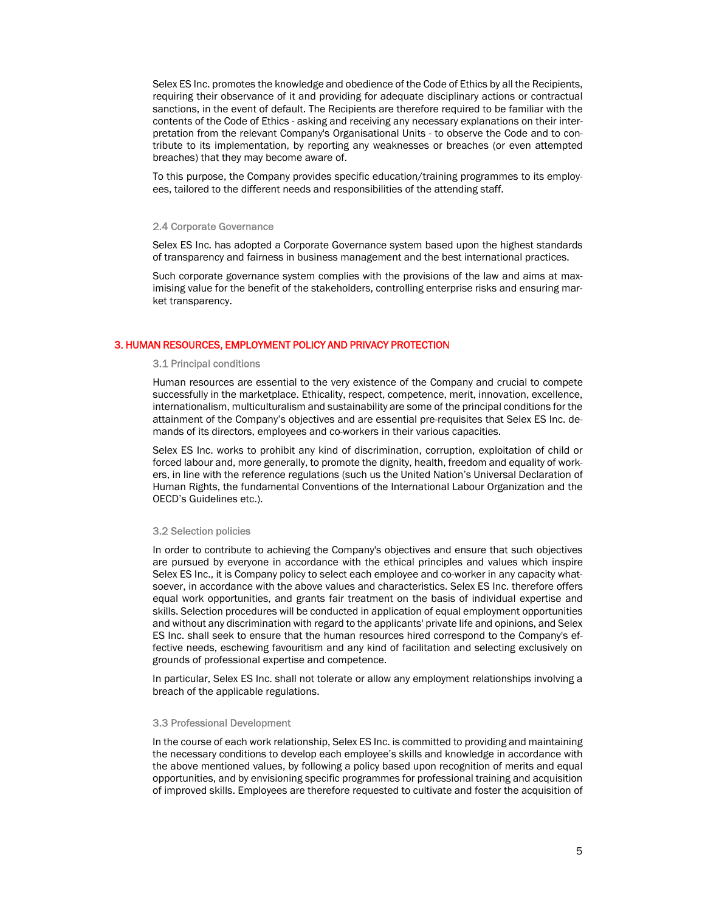Selex ES Inc. promotes the knowledge and obedience of the Code of Ethics by all the Recipients, requiring their observance of it and providing for adequate disciplinary actions or contractual sanctions, in the event of default. The Recipients are therefore required to be familiar with the contents of the Code of Ethics - asking and receiving any necessary explanations on their interpretation from the relevant Company's Organisational Units - to observe the Code and to contribute to its implementation, by reporting any weaknesses or breaches (or even attempted breaches) that they may become aware of.

To this purpose, the Company provides specific education/training programmes to its employees, tailored to the different needs and responsibilities of the attending staff.

### 2.4 Corporate Governance

Selex ES Inc. has adopted a Corporate Governance system based upon the highest standards of transparency and fairness in business management and the best international practices.

Such corporate governance system complies with the provisions of the law and aims at maximising value for the benefit of the stakeholders, controlling enterprise risks and ensuring market transparency.

## 3. HUMAN RESOURCES, EMPLOYMENT POLICY AND PRIVACY PROTECTION

### 3.1 Principal conditions

Human resources are essential to the very existence of the Company and crucial to compete successfully in the marketplace. Ethicality, respect, competence, merit, innovation, excellence, internationalism, multiculturalism and sustainability are some of the principal conditions for the attainment of the Company's objectives and are essential pre-requisites that Selex ES Inc. demands of its directors, employees and co-workers in their various capacities.

Selex ES Inc. works to prohibit any kind of discrimination, corruption, exploitation of child or forced labour and, more generally, to promote the dignity, health, freedom and equality of workers, in line with the reference regulations (such us the United Nation's Universal Declaration of Human Rights, the fundamental Conventions of the International Labour Organization and the OECD's Guidelines etc.).

### 3.2 Selection policies

In order to contribute to achieving the Company's objectives and ensure that such objectives are pursued by everyone in accordance with the ethical principles and values which inspire Selex ES Inc., it is Company policy to select each employee and co-worker in any capacity whatsoever, in accordance with the above values and characteristics. Selex ES Inc. therefore offers equal work opportunities, and grants fair treatment on the basis of individual expertise and skills. Selection procedures will be conducted in application of equal employment opportunities and without any discrimination with regard to the applicants' private life and opinions, and Selex ES Inc. shall seek to ensure that the human resources hired correspond to the Company's effective needs, eschewing favouritism and any kind of facilitation and selecting exclusively on grounds of professional expertise and competence.

In particular, Selex ES Inc. shall not tolerate or allow any employment relationships involving a breach of the applicable regulations.

### 3.3 Professional Development

In the course of each work relationship, Selex ES Inc. is committed to providing and maintaining the necessary conditions to develop each employee's skills and knowledge in accordance with the above mentioned values, by following a policy based upon recognition of merits and equal opportunities, and by envisioning specific programmes for professional training and acquisition of improved skills. Employees are therefore requested to cultivate and foster the acquisition of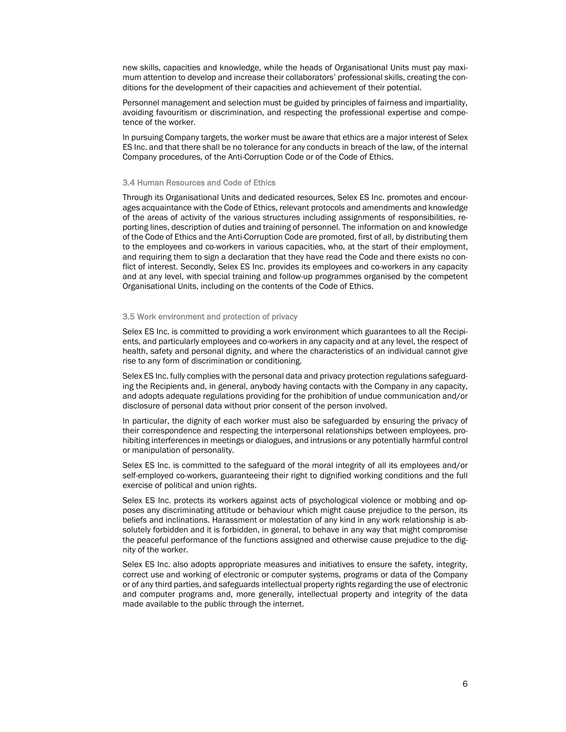new skills, capacities and knowledge, while the heads of Organisational Units must pay maximum attention to develop and increase their collaborators' professional skills, creating the conditions for the development of their capacities and achievement of their potential.

Personnel management and selection must be guided by principles of fairness and impartiality, avoiding favouritism or discrimination, and respecting the professional expertise and competence of the worker.

In pursuing Company targets, the worker must be aware that ethics are a major interest of Selex ES Inc. and that there shall be no tolerance for any conducts in breach of the law, of the internal Company procedures, of the Anti-Corruption Code or of the Code of Ethics.

### 3.4 Human Resources and Code of Ethics

Through its Organisational Units and dedicated resources, Selex ES Inc. promotes and encourages acquaintance with the Code of Ethics, relevant protocols and amendments and knowledge of the areas of activity of the various structures including assignments of responsibilities, reporting lines, description of duties and training of personnel. The information on and knowledge of the Code of Ethics and the Anti-Corruption Code are promoted, first of all, by distributing them to the employees and co-workers in various capacities, who, at the start of their employment, and requiring them to sign a declaration that they have read the Code and there exists no conflict of interest. Secondly, Selex ES Inc. provides its employees and co-workers in any capacity and at any level, with special training and follow-up programmes organised by the competent Organisational Units, including on the contents of the Code of Ethics.

### 3.5 Work environment and protection of privacy

Selex ES Inc. is committed to providing a work environment which guarantees to all the Recipients, and particularly employees and co-workers in any capacity and at any level, the respect of health, safety and personal dignity, and where the characteristics of an individual cannot give rise to any form of discrimination or conditioning.

Selex ES Inc. fully complies with the personal data and privacy protection regulations safeguarding the Recipients and, in general, anybody having contacts with the Company in any capacity, and adopts adequate regulations providing for the prohibition of undue communication and/or disclosure of personal data without prior consent of the person involved.

In particular, the dignity of each worker must also be safeguarded by ensuring the privacy of their correspondence and respecting the interpersonal relationships between employees, prohibiting interferences in meetings or dialogues, and intrusions or any potentially harmful control or manipulation of personality.

Selex ES Inc. is committed to the safeguard of the moral integrity of all its employees and/or self-employed co-workers, guaranteeing their right to dignified working conditions and the full exercise of political and union rights.

Selex ES Inc. protects its workers against acts of psychological violence or mobbing and opposes any discriminating attitude or behaviour which might cause prejudice to the person, its beliefs and inclinations. Harassment or molestation of any kind in any work relationship is absolutely forbidden and it is forbidden, in general, to behave in any way that might compromise the peaceful performance of the functions assigned and otherwise cause prejudice to the dignity of the worker.

Selex ES Inc. also adopts appropriate measures and initiatives to ensure the safety, integrity, correct use and working of electronic or computer systems, programs or data of the Company or of any third parties, and safeguards intellectual property rights regarding the use of electronic and computer programs and, more generally, intellectual property and integrity of the data made available to the public through the internet.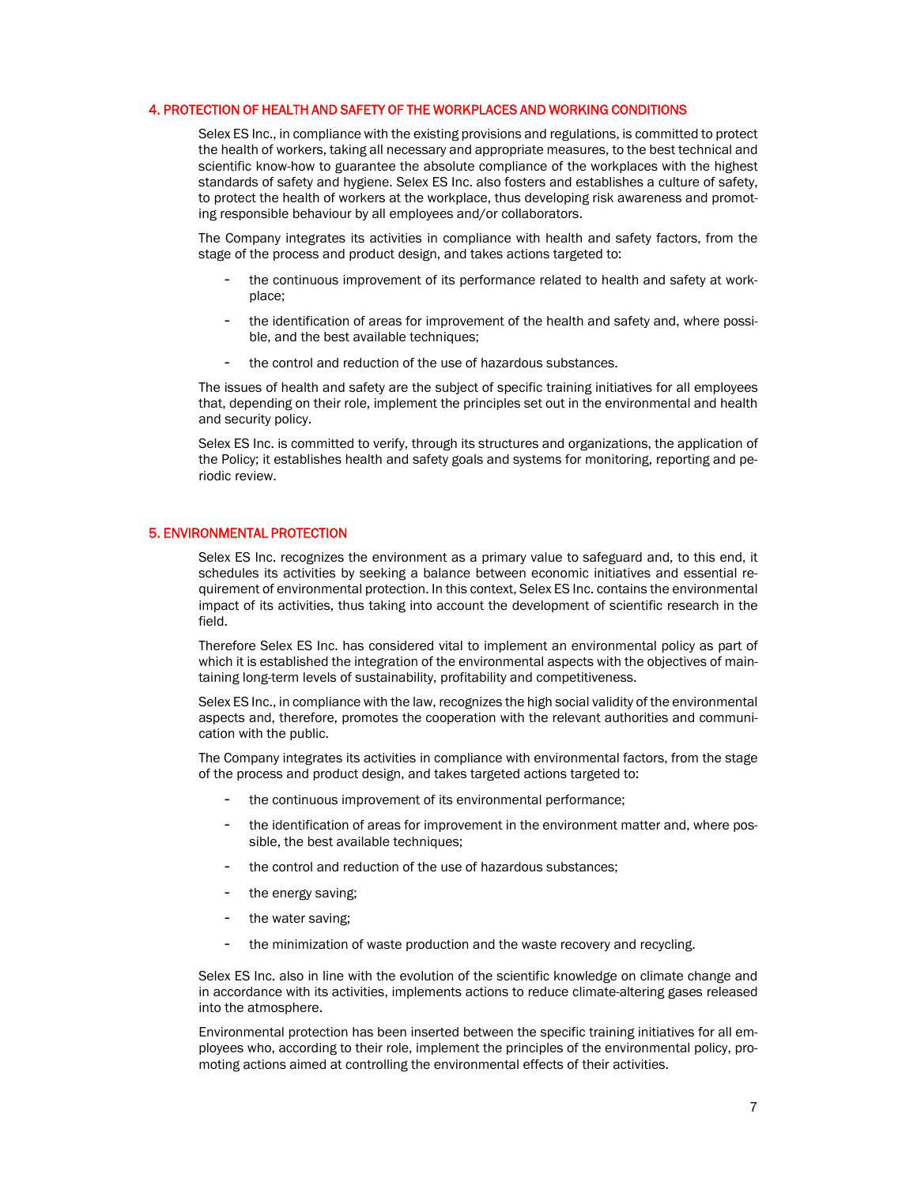## 4. PROTECTION OF HEALTH AND SAFETY OF THE WORKPLACES AND WORKING CONDITIONS

Selex ES Inc., in compliance with the existing provisions and regulations, is committed to protect the health of workers, taking all necessary and appropriate measures, to the best technical and scientific know-how to guarantee the absolute compliance of the workplaces with the highest standards of safety and hygiene. Selex ES Inc. also fosters and establishes a culture of safety, to protect the health of workers at the workplace, thus developing risk awareness and promoting responsible behaviour by all employees and/or collaborators.

The Company integrates its activities in compliance with health and safety factors, from the stage of the process and product design, and takes actions targeted to:

- the continuous improvement of its performance related to health and safety at workplace;
- the identification of areas for improvement of the health and safety and, where possible, and the best available techniques;
- the control and reduction of the use of hazardous substances.

The issues of health and safety are the subject of specific training initiatives for all employees that, depending on their role, implement the principles set out in the environmental and health and security policy.

Selex ES Inc. is committed to verify, through its structures and organizations, the application of the Policy; it establishes health and safety goals and systems for monitoring, reporting and periodic review.

## 5. ENVIRONMENTAL PROTECTION

Selex ES Inc. recognizes the environment as a primary value to safeguard and, to this end, it schedules its activities by seeking a balance between economic initiatives and essential requirement of environmental protection. In this context, Selex ES Inc. contains the environmental impact of its activities, thus taking into account the development of scientific research in the field.

Therefore Selex ES Inc. has considered vital to implement an environmental policy as part of which it is established the integration of the environmental aspects with the objectives of maintaining long-term levels of sustainability, profitability and competitiveness.

Selex ES Inc., in compliance with the law, recognizes the high social validity of the environmental aspects and, therefore, promotes the cooperation with the relevant authorities and communication with the public.

The Company integrates its activities in compliance with environmental factors, from the stage of the process and product design, and takes targeted actions targeted to:

- the continuous improvement of its environmental performance;
- the identification of areas for improvement in the environment matter and, where possible, the best available techniques;
- the control and reduction of the use of hazardous substances;
- the energy saving;
- the water saving;
- the minimization of waste production and the waste recovery and recycling.

Selex ES Inc. also in line with the evolution of the scientific knowledge on climate change and in accordance with its activities, implements actions to reduce climate-altering gases released into the atmosphere.

Environmental protection has been inserted between the specific training initiatives for all employees who, according to their role, implement the principles of the environmental policy, promoting actions aimed at controlling the environmental effects of their activities.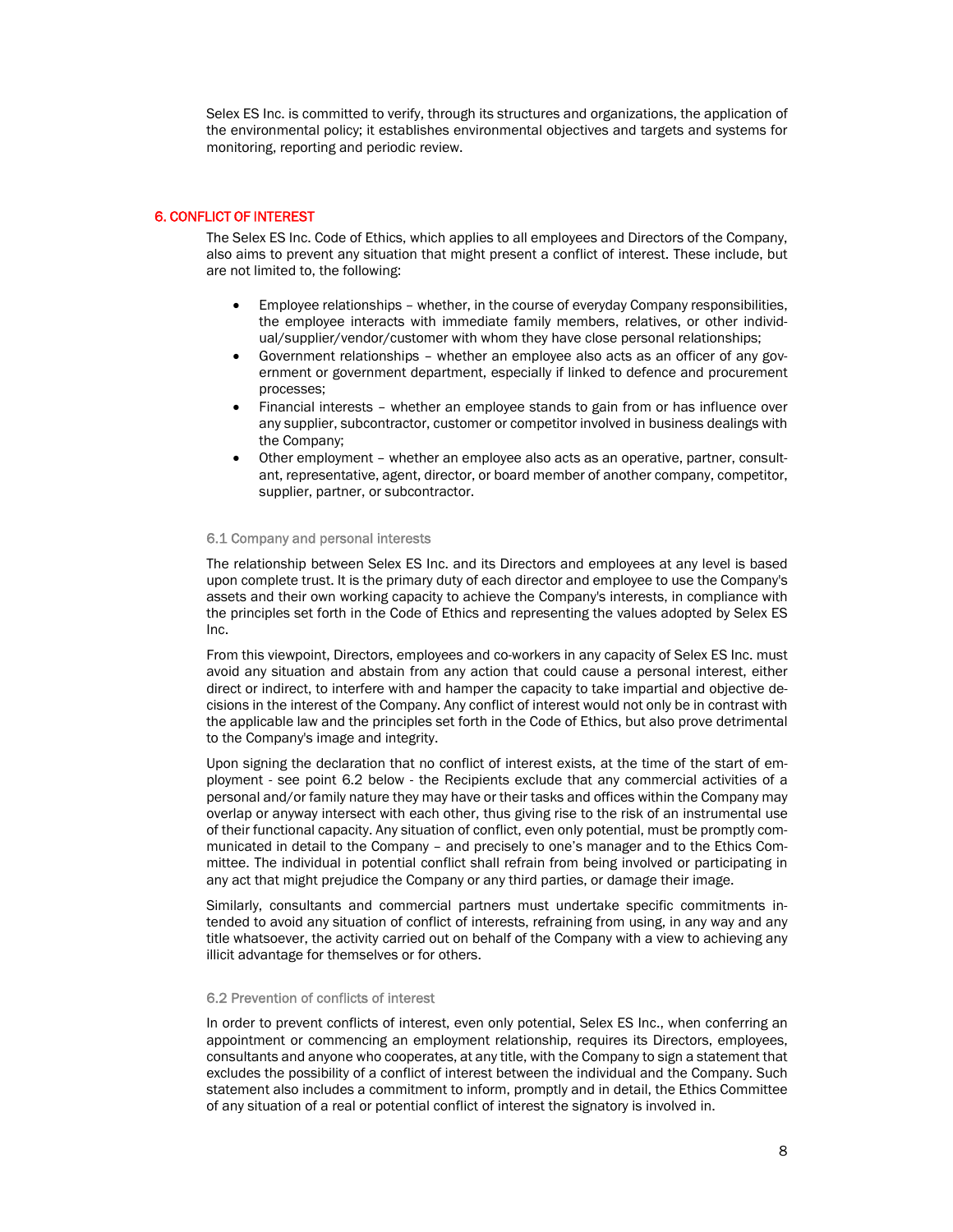Selex ES Inc. is committed to verify, through its structures and organizations, the application of the environmental policy; it establishes environmental objectives and targets and systems for monitoring, reporting and periodic review.

## 6. CONFLICT OF INTEREST

The Selex ES Inc. Code of Ethics, which applies to all employees and Directors of the Company, also aims to prevent any situation that might present a conflict of interest. These include, but are not limited to, the following:

- Employee relationships – whether, in the course of everyday Company responsibilities, the employee interacts with immediate family members, relatives, or other individual/supplier/vendor/customer with whom they have close personal relationships;
- Government relationships – whether an employee also acts as an officer of any government or government department, especially if linked to defence and procurement processes;
- Financial interests – whether an employee stands to gain from or has influence over any supplier, subcontractor, customer or competitor involved in business dealings with the Company;
- Other employment – whether an employee also acts as an operative, partner, consultant, representative, agent, director, or board member of another company, competitor, supplier, partner, or subcontractor.

### 6.1 Company and personal interests

The relationship between Selex ES Inc. and its Directors and employees at any level is based upon complete trust. It is the primary duty of each director and employee to use the Company's assets and their own working capacity to achieve the Company's interests, in compliance with the principles set forth in the Code of Ethics and representing the values adopted by Selex ES Inc.

From this viewpoint, Directors, employees and co-workers in any capacity of Selex ES Inc. must avoid any situation and abstain from any action that could cause a personal interest, either direct or indirect, to interfere with and hamper the capacity to take impartial and objective decisions in the interest of the Company. Any conflict of interest would not only be in contrast with the applicable law and the principles set forth in the Code of Ethics, but also prove detrimental to the Company's image and integrity.

Upon signing the declaration that no conflict of interest exists, at the time of the start of employment - see point 6.2 below - the Recipients exclude that any commercial activities of a personal and/or family nature they may have or their tasks and offices within the Company may overlap or anyway intersect with each other, thus giving rise to the risk of an instrumental use of their functional capacity. Any situation of conflict, even only potential, must be promptly communicated in detail to the Company – and precisely to one's manager and to the Ethics Committee. The individual in potential conflict shall refrain from being involved or participating in any act that might prejudice the Company or any third parties, or damage their image.

Similarly, consultants and commercial partners must undertake specific commitments intended to avoid any situation of conflict of interests, refraining from using, in any way and any title whatsoever, the activity carried out on behalf of the Company with a view to achieving any illicit advantage for themselves or for others.

### 6.2 Prevention of conflicts of interest

In order to prevent conflicts of interest, even only potential, Selex ES Inc., when conferring an appointment or commencing an employment relationship, requires its Directors, employees, consultants and anyone who cooperates, at any title, with the Company to sign a statement that excludes the possibility of a conflict of interest between the individual and the Company. Such statement also includes a commitment to inform, promptly and in detail, the Ethics Committee of any situation of a real or potential conflict of interest the signatory is involved in.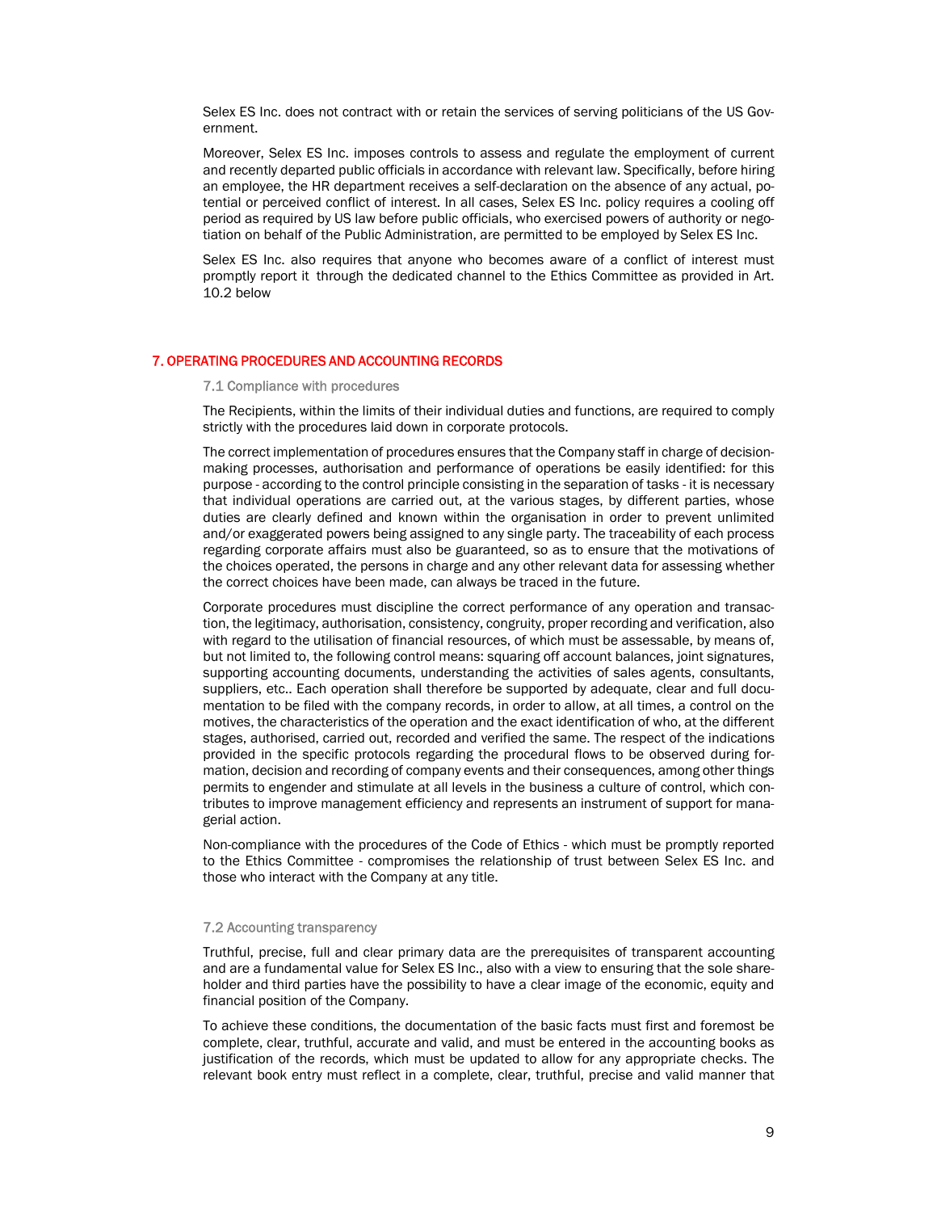Selex ES Inc. does not contract with or retain the services of serving politicians of the US Government.

Moreover, Selex ES Inc. imposes controls to assess and regulate the employment of current and recently departed public officials in accordance with relevant law. Specifically, before hiring an employee, the HR department receives a self-declaration on the absence of any actual, potential or perceived conflict of interest. In all cases, Selex ES Inc. policy requires a cooling off period as required by US law before public officials, who exercised powers of authority or negotiation on behalf of the Public Administration, are permitted to be employed by Selex ES Inc.

Selex ES Inc. also requires that anyone who becomes aware of a conflict of interest must promptly report it through the dedicated channel to the Ethics Committee as provided in Art. 10.2 below

## 7. OPERATING PROCEDURES AND ACCOUNTING RECORDS

### 7.1 Compliance with procedures

The Recipients, within the limits of their individual duties and functions, are required to comply strictly with the procedures laid down in corporate protocols.

The correct implementation of procedures ensures that the Company staff in charge of decision-making processes, authorisation and performance of operations be easily identified: for this purpose - according to the control principle consisting in the separation of tasks - it is necessary that individual operations are carried out, at the various stages, by different parties, whose duties are clearly defined and known within the organisation in order to prevent unlimited and/or exaggerated powers being assigned to any single party. The traceability of each process regarding corporate affairs must also be guaranteed, so as to ensure that the motivations of the choices operated, the persons in charge and any other relevant data for assessing whether the correct choices have been made, can always be traced in the future.

Corporate procedures must discipline the correct performance of any operation and transaction, the legitimacy, authorisation, consistency, congruity, proper recording and verification, also with regard to the utilisation of financial resources, of which must be assessable, by means of, but not limited to, the following control means: squaring off account balances, joint signatures, supporting accounting documents, understanding the activities of sales agents, consultants, suppliers, etc.. Each operation shall therefore be supported by adequate, clear and full documentation to be filed with the company records, in order to allow, at all times, a control on the motives, the characteristics of the operation and the exact identification of who, at the different stages, authorised, carried out, recorded and verified the same. The respect of the indications provided in the specific protocols regarding the procedural flows to be observed during formation, decision and recording of company events and their consequences, among other things permits to engender and stimulate at all levels in the business a culture of control, which contributes to improve management efficiency and represents an instrument of support for managerial action.

Non-compliance with the procedures of the Code of Ethics - which must be promptly reported to the Ethics Committee - compromises the relationship of trust between Selex ES Inc. and those who interact with the Company at any title.

### 7.2 Accounting transparency

Truthful, precise, full and clear primary data are the prerequisites of transparent accounting and are a fundamental value for Selex ES Inc., also with a view to ensuring that the sole shareholder and third parties have the possibility to have a clear image of the economic, equity and financial position of the Company.

To achieve these conditions, the documentation of the basic facts must first and foremost be complete, clear, truthful, accurate and valid, and must be entered in the accounting books as justification of the records, which must be updated to allow for any appropriate checks. The relevant book entry must reflect in a complete, clear, truthful, precise and valid manner that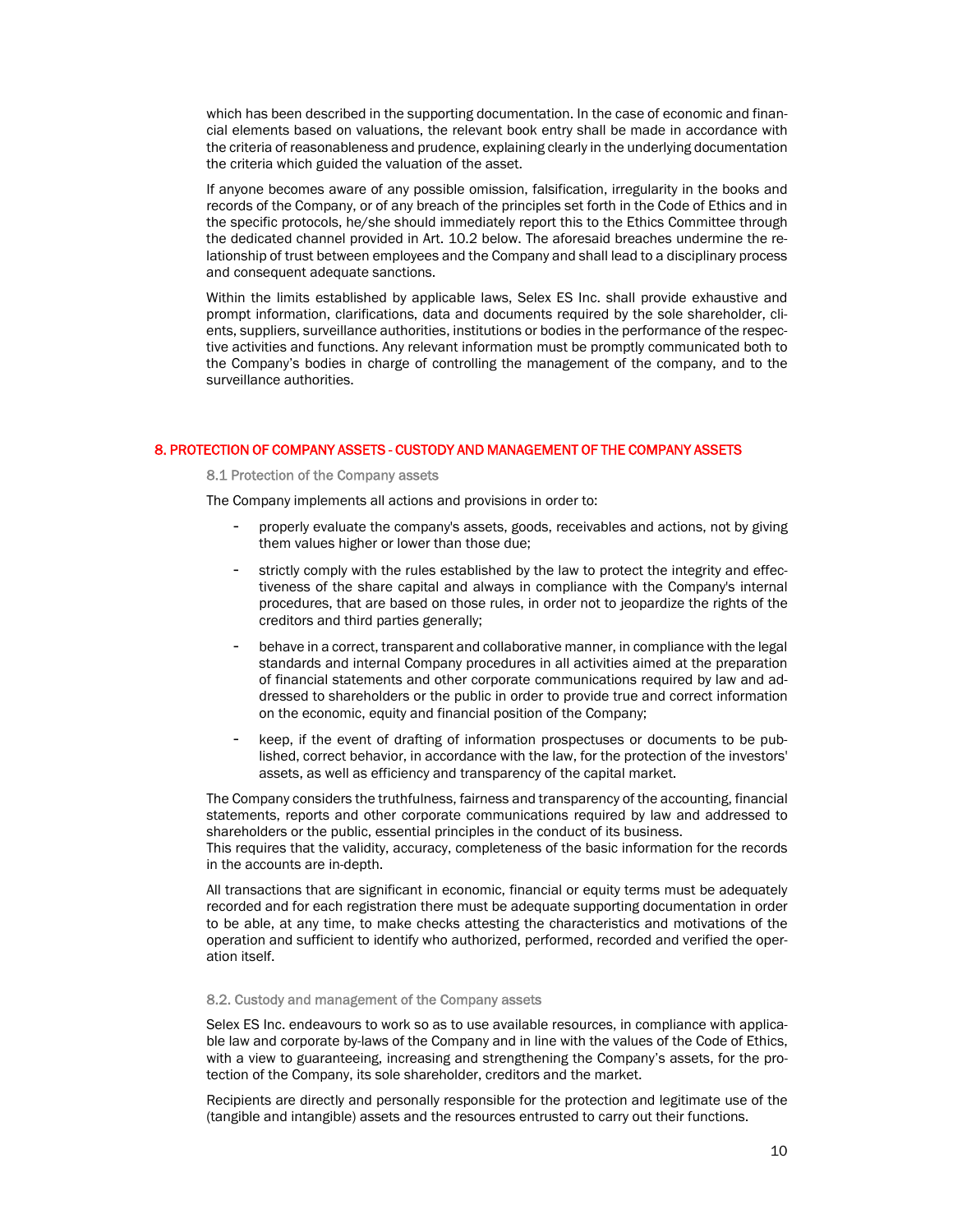which has been described in the supporting documentation. In the case of economic and financial elements based on valuations, the relevant book entry shall be made in accordance with the criteria of reasonableness and prudence, explaining clearly in the underlying documentation the criteria which guided the valuation of the asset.

If anyone becomes aware of any possible omission, falsification, irregularity in the books and records of the Company, or of any breach of the principles set forth in the Code of Ethics and in the specific protocols, he/she should immediately report this to the Ethics Committee through the dedicated channel provided in Art. 10.2 below. The aforesaid breaches undermine the relationship of trust between employees and the Company and shall lead to a disciplinary process and consequent adequate sanctions.

Within the limits established by applicable laws, Selex ES Inc. shall provide exhaustive and prompt information, clarifications, data and documents required by the sole shareholder, clients, suppliers, surveillance authorities, institutions or bodies in the performance of the respective activities and functions. Any relevant information must be promptly communicated both to the Company's bodies in charge of controlling the management of the company, and to the surveillance authorities.

## 8. PROTECTION OF COMPANY ASSETS - CUSTODY AND MANAGEMENT OF THE COMPANY ASSETS

### 8.1 Protection of the Company assets

The Company implements all actions and provisions in order to:

- properly evaluate the company's assets, goods, receivables and actions, not by giving them values higher or lower than those due;
- strictly comply with the rules established by the law to protect the integrity and effectiveness of the share capital and always in compliance with the Company's internal procedures, that are based on those rules, in order not to jeopardize the rights of the creditors and third parties generally;
- behave in a correct, transparent and collaborative manner, in compliance with the legal standards and internal Company procedures in all activities aimed at the preparation of financial statements and other corporate communications required by law and addressed to shareholders or the public in order to provide true and correct information on the economic, equity and financial position of the Company;
- keep, if the event of drafting of information prospectuses or documents to be published, correct behavior, in accordance with the law, for the protection of the investors' assets, as well as efficiency and transparency of the capital market.

The Company considers the truthfulness, fairness and transparency of the accounting, financial statements, reports and other corporate communications required by law and addressed to shareholders or the public, essential principles in the conduct of its business.
This requires that the validity, accuracy, completeness of the basic information for the records in the accounts are in-depth.

All transactions that are significant in economic, financial or equity terms must be adequately recorded and for each registration there must be adequate supporting documentation in order to be able, at any time, to make checks attesting the characteristics and motivations of the operation and sufficient to identify who authorized, performed, recorded and verified the operation itself.

### 8.2. Custody and management of the Company assets

Selex ES Inc. endeavours to work so as to use available resources, in compliance with applicable law and corporate by-laws of the Company and in line with the values of the Code of Ethics, with a view to guaranteeing, increasing and strengthening the Company's assets, for the protection of the Company, its sole shareholder, creditors and the market.

Recipients are directly and personally responsible for the protection and legitimate use of the (tangible and intangible) assets and the resources entrusted to carry out their functions.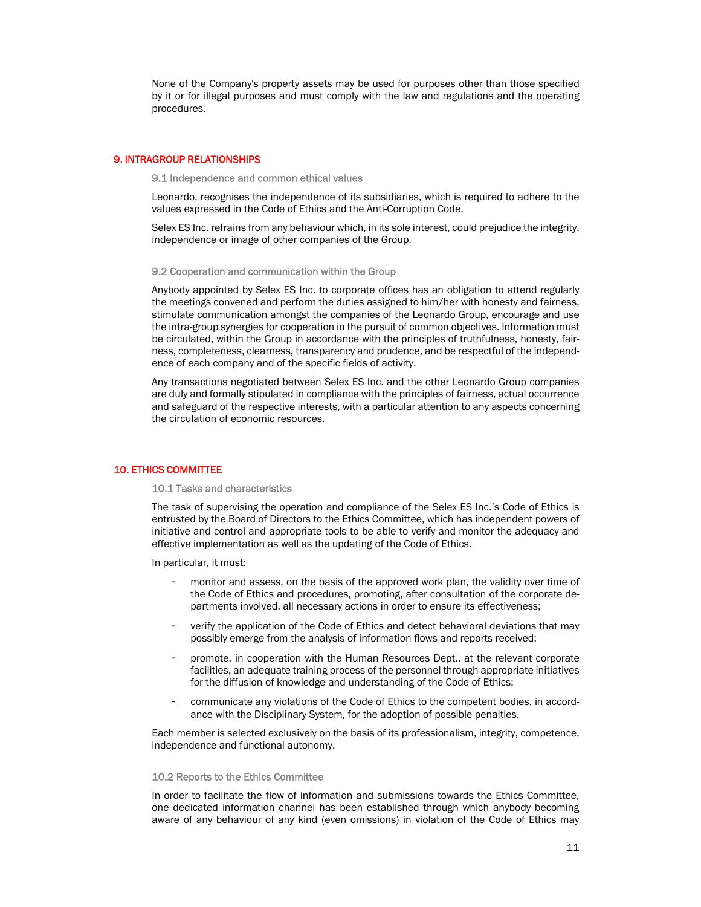None of the Company's property assets may be used for purposes other than those specified by it or for illegal purposes and must comply with the law and regulations and the operating procedures.

## 9. INTRAGROUP RELATIONSHIPS

### 9.1 Independence and common ethical values

Leonardo, recognises the independence of its subsidiaries, which is required to adhere to the values expressed in the Code of Ethics and the Anti-Corruption Code.

Selex ES Inc. refrains from any behaviour which, in its sole interest, could prejudice the integrity, independence or image of other companies of the Group.

### 9.2 Cooperation and communication within the Group

Anybody appointed by Selex ES Inc. to corporate offices has an obligation to attend regularly the meetings convened and perform the duties assigned to him/her with honesty and fairness, stimulate communication amongst the companies of the Leonardo Group, encourage and use the intra-group synergies for cooperation in the pursuit of common objectives. Information must be circulated, within the Group in accordance with the principles of truthfulness, honesty, fairness, completeness, clearness, transparency and prudence, and be respectful of the independence of each company and of the specific fields of activity.

Any transactions negotiated between Selex ES Inc. and the other Leonardo Group companies are duly and formally stipulated in compliance with the principles of fairness, actual occurrence and safeguard of the respective interests, with a particular attention to any aspects concerning the circulation of economic resources.

## 10. ETHICS COMMITTEE

### 10.1 Tasks and characteristics

The task of supervising the operation and compliance of the Selex ES Inc.'s Code of Ethics is entrusted by the Board of Directors to the Ethics Committee, which has independent powers of initiative and control and appropriate tools to be able to verify and monitor the adequacy and effective implementation as well as the updating of the Code of Ethics.

In particular, it must:

- monitor and assess, on the basis of the approved work plan, the validity over time of the Code of Ethics and procedures, promoting, after consultation of the corporate departments involved, all necessary actions in order to ensure its effectiveness;
- verify the application of the Code of Ethics and detect behavioral deviations that may possibly emerge from the analysis of information flows and reports received;
- promote, in cooperation with the Human Resources Dept., at the relevant corporate facilities, an adequate training process of the personnel through appropriate initiatives for the diffusion of knowledge and understanding of the Code of Ethics;
- communicate any violations of the Code of Ethics to the competent bodies, in accordance with the Disciplinary System, for the adoption of possible penalties.

Each member is selected exclusively on the basis of its professionalism, integrity, competence, independence and functional autonomy.

### 10.2 Reports to the Ethics Committee

In order to facilitate the flow of information and submissions towards the Ethics Committee, one dedicated information channel has been established through which anybody becoming aware of any behaviour of any kind (even omissions) in violation of the Code of Ethics may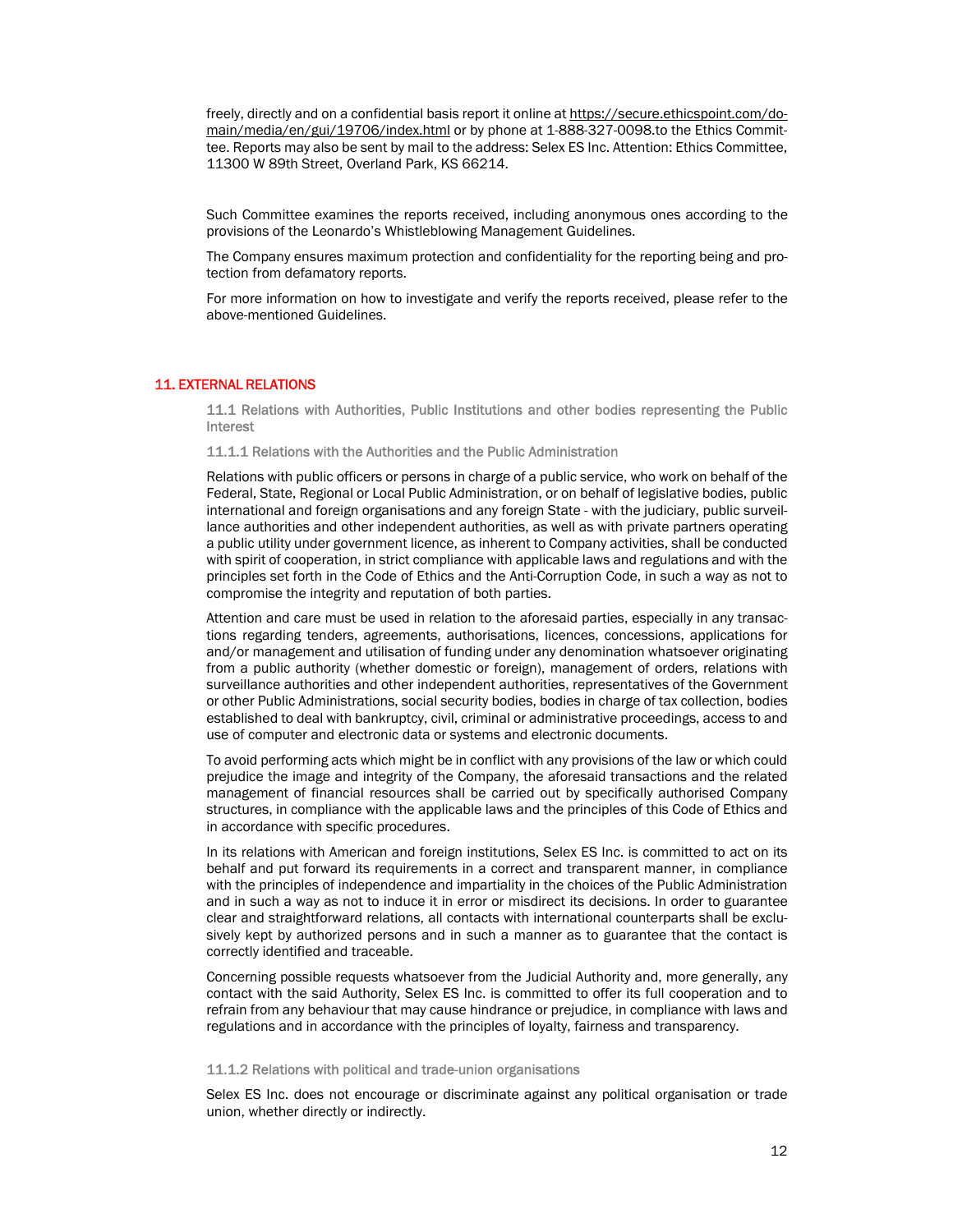freely, directly and on a confidential basis report it online at https://secure.ethicspoint.com/domain/media/en/gui/19706/index.html or by phone at 1-888-327-0098.to the Ethics Committee. Reports may also be sent by mail to the address: Selex ES Inc. Attention: Ethics Committee, 11300 W 89th Street, Overland Park, KS 66214.

Such Committee examines the reports received, including anonymous ones according to the provisions of the Leonardo's Whistleblowing Management Guidelines.

The Company ensures maximum protection and confidentiality for the reporting being and protection from defamatory reports.

For more information on how to investigate and verify the reports received, please refer to the above-mentioned Guidelines.

## 11. EXTERNAL RELATIONS

### 11.1 Relations with Authorities, Public Institutions and other bodies representing the Public Interest

#### 11.1.1 Relations with the Authorities and the Public Administration

Relations with public officers or persons in charge of a public service, who work on behalf of the Federal, State, Regional or Local Public Administration, or on behalf of legislative bodies, public international and foreign organisations and any foreign State - with the judiciary, public surveillance authorities and other independent authorities, as well as with private partners operating a public utility under government licence, as inherent to Company activities, shall be conducted with spirit of cooperation, in strict compliance with applicable laws and regulations and with the principles set forth in the Code of Ethics and the Anti-Corruption Code, in such a way as not to compromise the integrity and reputation of both parties.

Attention and care must be used in relation to the aforesaid parties, especially in any transactions regarding tenders, agreements, authorisations, licences, concessions, applications for and/or management and utilisation of funding under any denomination whatsoever originating from a public authority (whether domestic or foreign), management of orders, relations with surveillance authorities and other independent authorities, representatives of the Government or other Public Administrations, social security bodies, bodies in charge of tax collection, bodies established to deal with bankruptcy, civil, criminal or administrative proceedings, access to and use of computer and electronic data or systems and electronic documents.

To avoid performing acts which might be in conflict with any provisions of the law or which could prejudice the image and integrity of the Company, the aforesaid transactions and the related management of financial resources shall be carried out by specifically authorised Company structures, in compliance with the applicable laws and the principles of this Code of Ethics and in accordance with specific procedures.

In its relations with American and foreign institutions, Selex ES Inc. is committed to act on its behalf and put forward its requirements in a correct and transparent manner, in compliance with the principles of independence and impartiality in the choices of the Public Administration and in such a way as not to induce it in error or misdirect its decisions. In order to guarantee clear and straightforward relations, all contacts with international counterparts shall be exclusively kept by authorized persons and in such a manner as to guarantee that the contact is correctly identified and traceable.

Concerning possible requests whatsoever from the Judicial Authority and, more generally, any contact with the said Authority, Selex ES Inc. is committed to offer its full cooperation and to refrain from any behaviour that may cause hindrance or prejudice, in compliance with laws and regulations and in accordance with the principles of loyalty, fairness and transparency.

#### 11.1.2 Relations with political and trade-union organisations

Selex ES Inc. does not encourage or discriminate against any political organisation or trade union, whether directly or indirectly.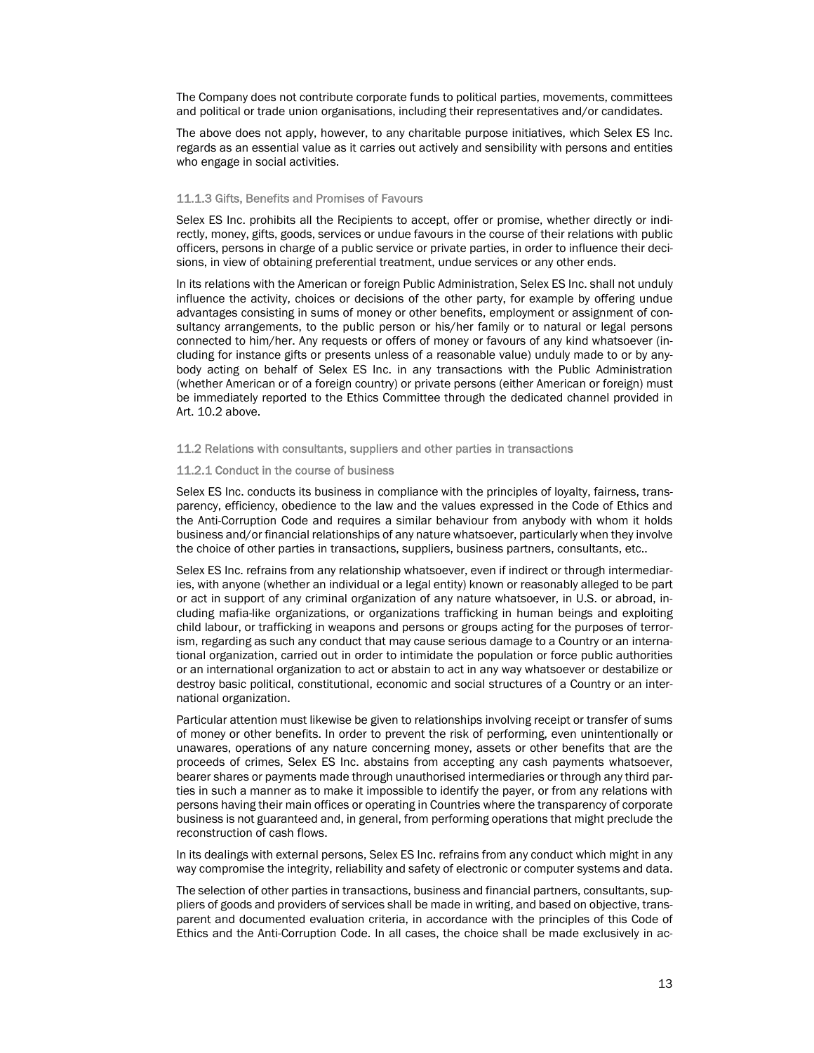The Company does not contribute corporate funds to political parties, movements, committees and political or trade union organisations, including their representatives and/or candidates.

The above does not apply, however, to any charitable purpose initiatives, which Selex ES Inc. regards as an essential value as it carries out actively and sensibility with persons and entities who engage in social activities.

#### 11.1.3 Gifts, Benefits and Promises of Favours

Selex ES Inc. prohibits all the Recipients to accept, offer or promise, whether directly or indirectly, money, gifts, goods, services or undue favours in the course of their relations with public officers, persons in charge of a public service or private parties, in order to influence their decisions, in view of obtaining preferential treatment, undue services or any other ends.

In its relations with the American or foreign Public Administration, Selex ES Inc. shall not unduly influence the activity, choices or decisions of the other party, for example by offering undue advantages consisting in sums of money or other benefits, employment or assignment of consultancy arrangements, to the public person or his/her family or to natural or legal persons connected to him/her. Any requests or offers of money or favours of any kind whatsoever (including for instance gifts or presents unless of a reasonable value) unduly made to or by anybody acting on behalf of Selex ES Inc. in any transactions with the Public Administration (whether American or of a foreign country) or private persons (either American or foreign) must be immediately reported to the Ethics Committee through the dedicated channel provided in Art. 10.2 above.

### 11.2 Relations with consultants, suppliers and other parties in transactions

#### 11.2.1 Conduct in the course of business

Selex ES Inc. conducts its business in compliance with the principles of loyalty, fairness, transparency, efficiency, obedience to the law and the values expressed in the Code of Ethics and the Anti-Corruption Code and requires a similar behaviour from anybody with whom it holds business and/or financial relationships of any nature whatsoever, particularly when they involve the choice of other parties in transactions, suppliers, business partners, consultants, etc..

Selex ES Inc. refrains from any relationship whatsoever, even if indirect or through intermediaries, with anyone (whether an individual or a legal entity) known or reasonably alleged to be part or act in support of any criminal organization of any nature whatsoever, in U.S. or abroad, including mafia-like organizations, or organizations trafficking in human beings and exploiting child labour, or trafficking in weapons and persons or groups acting for the purposes of terrorism, regarding as such any conduct that may cause serious damage to a Country or an international organization, carried out in order to intimidate the population or force public authorities or an international organization to act or abstain to act in any way whatsoever or destabilize or destroy basic political, constitutional, economic and social structures of a Country or an international organization.

Particular attention must likewise be given to relationships involving receipt or transfer of sums of money or other benefits. In order to prevent the risk of performing, even unintentionally or unawares, operations of any nature concerning money, assets or other benefits that are the proceeds of crimes, Selex ES Inc. abstains from accepting any cash payments whatsoever, bearer shares or payments made through unauthorised intermediaries or through any third parties in such a manner as to make it impossible to identify the payer, or from any relations with persons having their main offices or operating in Countries where the transparency of corporate business is not guaranteed and, in general, from performing operations that might preclude the reconstruction of cash flows.

In its dealings with external persons, Selex ES Inc. refrains from any conduct which might in any way compromise the integrity, reliability and safety of electronic or computer systems and data.

The selection of other parties in transactions, business and financial partners, consultants, suppliers of goods and providers of services shall be made in writing, and based on objective, transparent and documented evaluation criteria, in accordance with the principles of this Code of Ethics and the Anti-Corruption Code. In all cases, the choice shall be made exclusively in ac-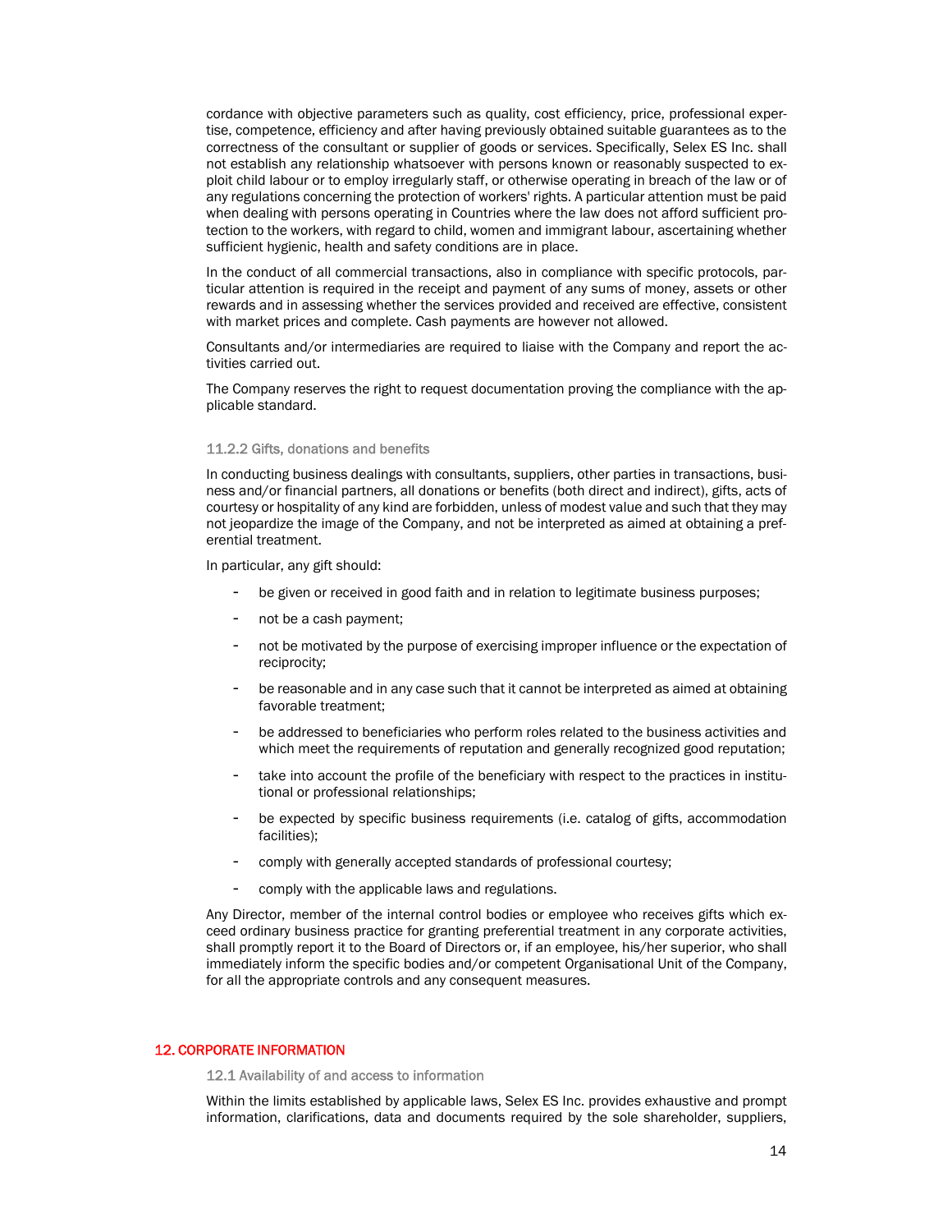cordance with objective parameters such as quality, cost efficiency, price, professional expertise, competence, efficiency and after having previously obtained suitable guarantees as to the correctness of the consultant or supplier of goods or services. Specifically, Selex ES Inc. shall not establish any relationship whatsoever with persons known or reasonably suspected to exploit child labour or to employ irregularly staff, or otherwise operating in breach of the law or of any regulations concerning the protection of workers' rights. A particular attention must be paid when dealing with persons operating in Countries where the law does not afford sufficient protection to the workers, with regard to child, women and immigrant labour, ascertaining whether sufficient hygienic, health and safety conditions are in place.

In the conduct of all commercial transactions, also in compliance with specific protocols, particular attention is required in the receipt and payment of any sums of money, assets or other rewards and in assessing whether the services provided and received are effective, consistent with market prices and complete. Cash payments are however not allowed.

Consultants and/or intermediaries are required to liaise with the Company and report the activities carried out.

The Company reserves the right to request documentation proving the compliance with the applicable standard.

### 11.2.2 Gifts, donations and benefits

In conducting business dealings with consultants, suppliers, other parties in transactions, business and/or financial partners, all donations or benefits (both direct and indirect), gifts, acts of courtesy or hospitality of any kind are forbidden, unless of modest value and such that they may not jeopardize the image of the Company, and not be interpreted as aimed at obtaining a preferential treatment.

In particular, any gift should:

- be given or received in good faith and in relation to legitimate business purposes;
- not be a cash payment;
- not be motivated by the purpose of exercising improper influence or the expectation of reciprocity;
- be reasonable and in any case such that it cannot be interpreted as aimed at obtaining favorable treatment;
- be addressed to beneficiaries who perform roles related to the business activities and which meet the requirements of reputation and generally recognized good reputation;
- take into account the profile of the beneficiary with respect to the practices in institutional or professional relationships;
- be expected by specific business requirements (i.e. catalog of gifts, accommodation facilities);
- comply with generally accepted standards of professional courtesy;
- comply with the applicable laws and regulations.

Any Director, member of the internal control bodies or employee who receives gifts which exceed ordinary business practice for granting preferential treatment in any corporate activities, shall promptly report it to the Board of Directors or, if an employee, his/her superior, who shall immediately inform the specific bodies and/or competent Organisational Unit of the Company, for all the appropriate controls and any consequent measures.

## 12. CORPORATE INFORMATION

### 12.1 Availability of and access to information

Within the limits established by applicable laws, Selex ES Inc. provides exhaustive and prompt information, clarifications, data and documents required by the sole shareholder, suppliers,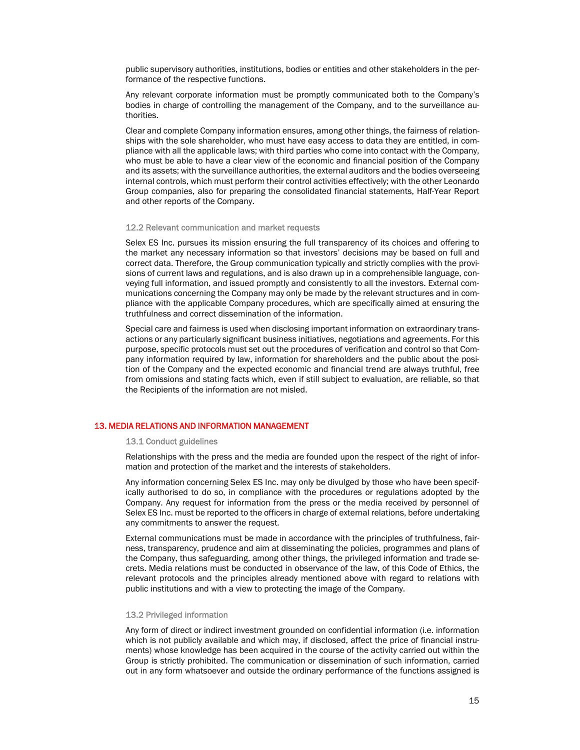public supervisory authorities, institutions, bodies or entities and other stakeholders in the performance of the respective functions.

Any relevant corporate information must be promptly communicated both to the Company's bodies in charge of controlling the management of the Company, and to the surveillance authorities.

Clear and complete Company information ensures, among other things, the fairness of relationships with the sole shareholder, who must have easy access to data they are entitled, in compliance with all the applicable laws; with third parties who come into contact with the Company, who must be able to have a clear view of the economic and financial position of the Company and its assets; with the surveillance authorities, the external auditors and the bodies overseeing internal controls, which must perform their control activities effectively; with the other Leonardo Group companies, also for preparing the consolidated financial statements, Half-Year Report and other reports of the Company.

### 12.2 Relevant communication and market requests

Selex ES Inc. pursues its mission ensuring the full transparency of its choices and offering to the market any necessary information so that investors' decisions may be based on full and correct data. Therefore, the Group communication typically and strictly complies with the provisions of current laws and regulations, and is also drawn up in a comprehensible language, conveying full information, and issued promptly and consistently to all the investors. External communications concerning the Company may only be made by the relevant structures and in compliance with the applicable Company procedures, which are specifically aimed at ensuring the truthfulness and correct dissemination of the information.

Special care and fairness is used when disclosing important information on extraordinary transactions or any particularly significant business initiatives, negotiations and agreements. For this purpose, specific protocols must set out the procedures of verification and control so that Company information required by law, information for shareholders and the public about the position of the Company and the expected economic and financial trend are always truthful, free from omissions and stating facts which, even if still subject to evaluation, are reliable, so that the Recipients of the information are not misled.

## 13. MEDIA RELATIONS AND INFORMATION MANAGEMENT

### 13.1 Conduct guidelines

Relationships with the press and the media are founded upon the respect of the right of information and protection of the market and the interests of stakeholders.

Any information concerning Selex ES Inc. may only be divulged by those who have been specifically authorised to do so, in compliance with the procedures or regulations adopted by the Company. Any request for information from the press or the media received by personnel of Selex ES Inc. must be reported to the officers in charge of external relations, before undertaking any commitments to answer the request.

External communications must be made in accordance with the principles of truthfulness, fairness, transparency, prudence and aim at disseminating the policies, programmes and plans of the Company, thus safeguarding, among other things, the privileged information and trade secrets. Media relations must be conducted in observance of the law, of this Code of Ethics, the relevant protocols and the principles already mentioned above with regard to relations with public institutions and with a view to protecting the image of the Company.

### 13.2 Privileged information

Any form of direct or indirect investment grounded on confidential information (i.e. information which is not publicly available and which may, if disclosed, affect the price of financial instruments) whose knowledge has been acquired in the course of the activity carried out within the Group is strictly prohibited. The communication or dissemination of such information, carried out in any form whatsoever and outside the ordinary performance of the functions assigned is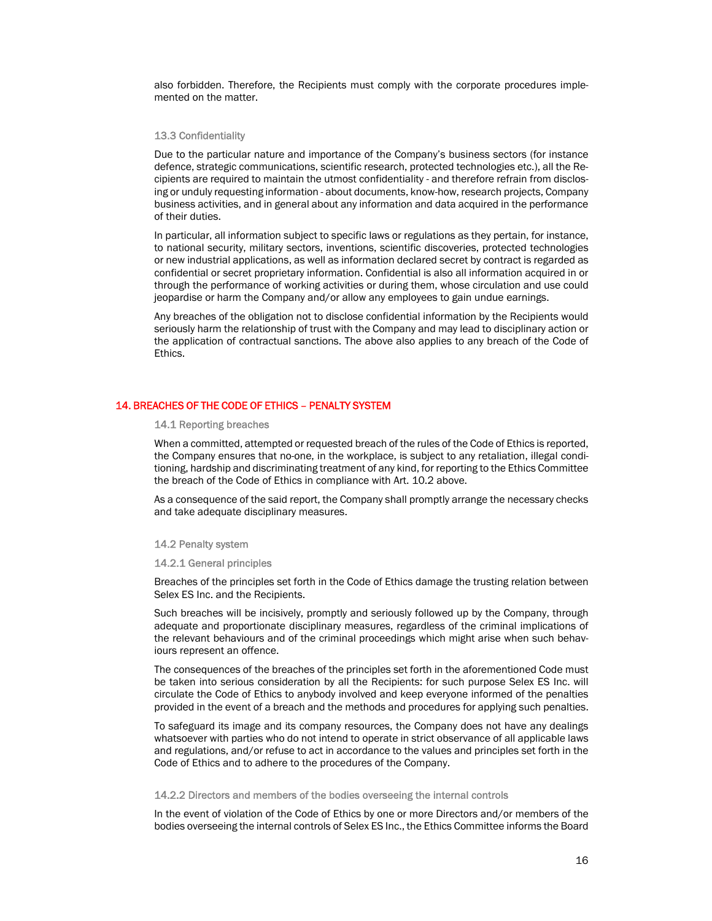also forbidden. Therefore, the Recipients must comply with the corporate procedures implemented on the matter.

### 13.3 Confidentiality

Due to the particular nature and importance of the Company's business sectors (for instance defence, strategic communications, scientific research, protected technologies etc.), all the Recipients are required to maintain the utmost confidentiality - and therefore refrain from disclosing or unduly requesting information - about documents, know-how, research projects, Company business activities, and in general about any information and data acquired in the performance of their duties.

In particular, all information subject to specific laws or regulations as they pertain, for instance, to national security, military sectors, inventions, scientific discoveries, protected technologies or new industrial applications, as well as information declared secret by contract is regarded as confidential or secret proprietary information. Confidential is also all information acquired in or through the performance of working activities or during them, whose circulation and use could jeopardise or harm the Company and/or allow any employees to gain undue earnings.

Any breaches of the obligation not to disclose confidential information by the Recipients would seriously harm the relationship of trust with the Company and may lead to disciplinary action or the application of contractual sanctions. The above also applies to any breach of the Code of Ethics.

## 14. BREACHES OF THE CODE OF ETHICS – PENALTY SYSTEM

### 14.1 Reporting breaches

When a committed, attempted or requested breach of the rules of the Code of Ethics is reported, the Company ensures that no-one, in the workplace, is subject to any retaliation, illegal conditioning, hardship and discriminating treatment of any kind, for reporting to the Ethics Committee the breach of the Code of Ethics in compliance with Art. 10.2 above.

As a consequence of the said report, the Company shall promptly arrange the necessary checks and take adequate disciplinary measures.

### 14.2 Penalty system

#### 14.2.1 General principles

Breaches of the principles set forth in the Code of Ethics damage the trusting relation between Selex ES Inc. and the Recipients.

Such breaches will be incisively, promptly and seriously followed up by the Company, through adequate and proportionate disciplinary measures, regardless of the criminal implications of the relevant behaviours and of the criminal proceedings which might arise when such behaviours represent an offence.

The consequences of the breaches of the principles set forth in the aforementioned Code must be taken into serious consideration by all the Recipients: for such purpose Selex ES Inc. will circulate the Code of Ethics to anybody involved and keep everyone informed of the penalties provided in the event of a breach and the methods and procedures for applying such penalties.

To safeguard its image and its company resources, the Company does not have any dealings whatsoever with parties who do not intend to operate in strict observance of all applicable laws and regulations, and/or refuse to act in accordance to the values and principles set forth in the Code of Ethics and to adhere to the procedures of the Company.

#### 14.2.2 Directors and members of the bodies overseeing the internal controls

In the event of violation of the Code of Ethics by one or more Directors and/or members of the bodies overseeing the internal controls of Selex ES Inc., the Ethics Committee informs the Board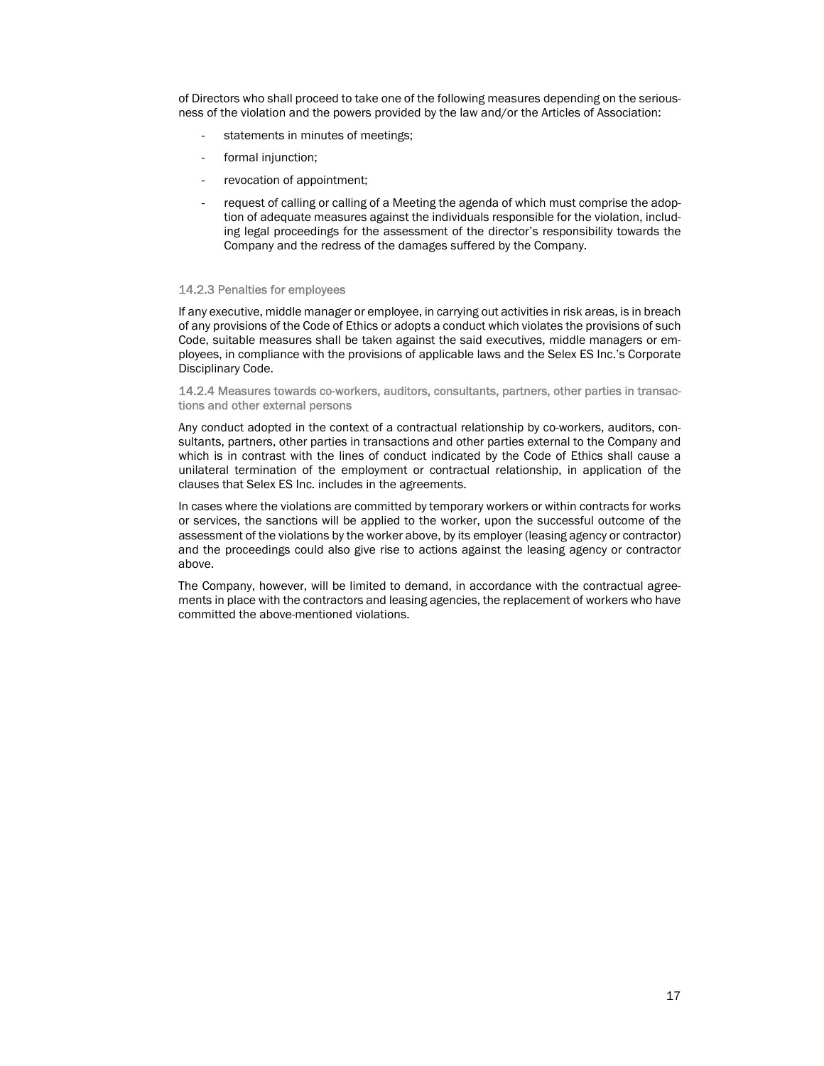of Directors who shall proceed to take one of the following measures depending on the seriousness of the violation and the powers provided by the law and/or the Articles of Association:

- statements in minutes of meetings;
- formal injunction;
- revocation of appointment;
- request of calling or calling of a Meeting the agenda of which must comprise the adoption of adequate measures against the individuals responsible for the violation, including legal proceedings for the assessment of the director's responsibility towards the Company and the redress of the damages suffered by the Company.

#### 14.2.3 Penalties for employees

If any executive, middle manager or employee, in carrying out activities in risk areas, is in breach of any provisions of the Code of Ethics or adopts a conduct which violates the provisions of such Code, suitable measures shall be taken against the said executives, middle managers or employees, in compliance with the provisions of applicable laws and the Selex ES Inc.'s Corporate Disciplinary Code.

#### 14.2.4 Measures towards co-workers, auditors, consultants, partners, other parties in transactions and other external persons

Any conduct adopted in the context of a contractual relationship by co-workers, auditors, consultants, partners, other parties in transactions and other parties external to the Company and which is in contrast with the lines of conduct indicated by the Code of Ethics shall cause a unilateral termination of the employment or contractual relationship, in application of the clauses that Selex ES Inc. includes in the agreements.

In cases where the violations are committed by temporary workers or within contracts for works or services, the sanctions will be applied to the worker, upon the successful outcome of the assessment of the violations by the worker above, by its employer (leasing agency or contractor) and the proceedings could also give rise to actions against the leasing agency or contractor above.

The Company, however, will be limited to demand, in accordance with the contractual agreements in place with the contractors and leasing agencies, the replacement of workers who have committed the above-mentioned violations.